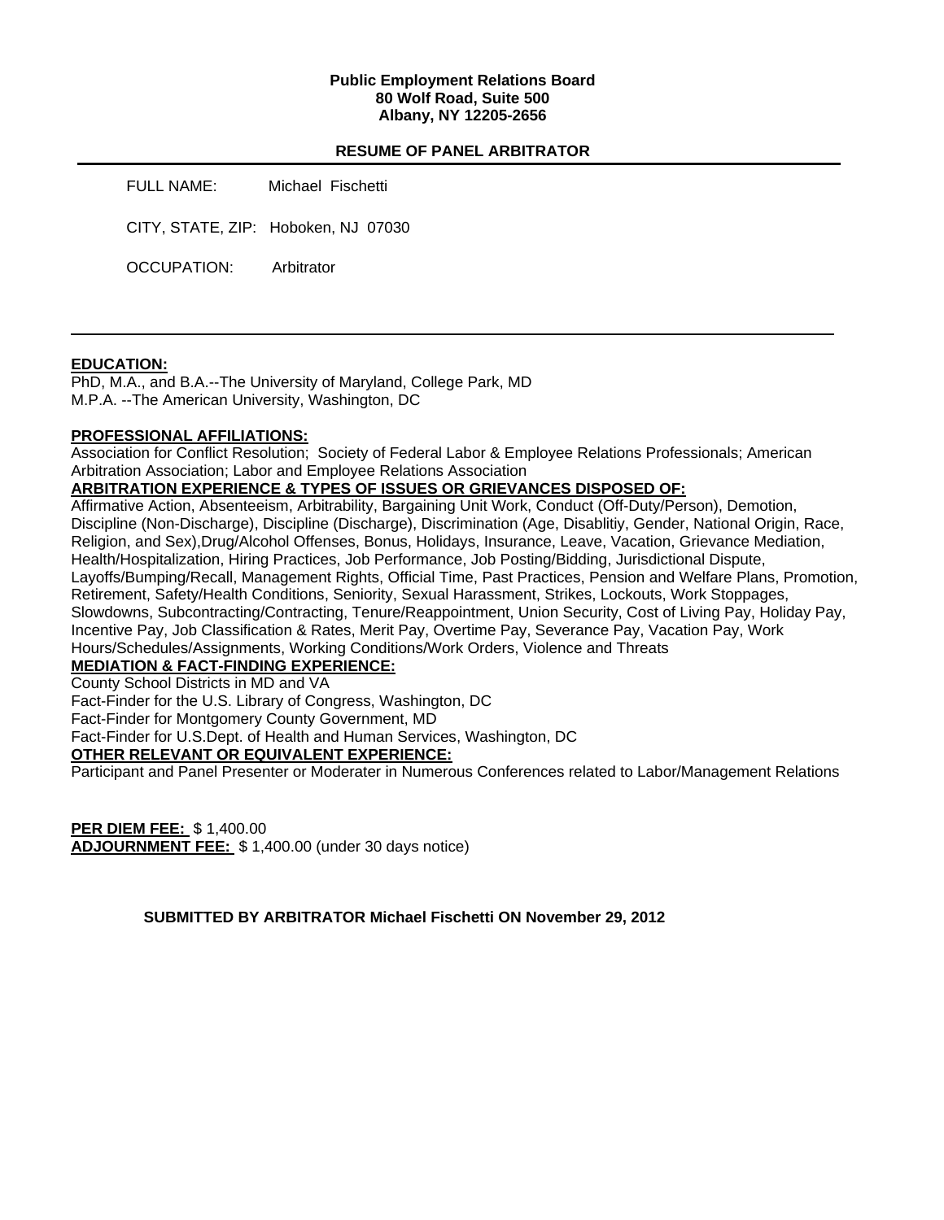**Public Employment Relations Board**
**80 Wolf Road, Suite 500**
**Albany, NY 12205-2656**

## RESUME OF PANEL ARBITRATOR

FULL NAME: Michael Fischetti

CITY, STATE, ZIP: Hoboken, NJ 07030

OCCUPATION: Arbitrator

---

**EDUCATION:**

PhD, M.A., and B.A.--The University of Maryland, College Park, MD
M.P.A. --The American University, Washington, DC

**PROFESSIONAL AFFILIATIONS:**

Association for Conflict Resolution; Society of Federal Labor & Employee Relations Professionals; American Arbitration Association; Labor and Employee Relations Association

**ARBITRATION EXPERIENCE & TYPES OF ISSUES OR GRIEVANCES DISPOSED OF:**

Affirmative Action, Absenteeism, Arbitrability, Bargaining Unit Work, Conduct (Off-Duty/Person), Demotion, Discipline (Non-Discharge), Discipline (Discharge), Discrimination (Age, Disablitiy, Gender, National Origin, Race, Religion, and Sex),Drug/Alcohol Offenses, Bonus, Holidays, Insurance, Leave, Vacation, Grievance Mediation, Health/Hospitalization, Hiring Practices, Job Performance, Job Posting/Bidding, Jurisdictional Dispute, Layoffs/Bumping/Recall, Management Rights, Official Time, Past Practices, Pension and Welfare Plans, Promotion, Retirement, Safety/Health Conditions, Seniority, Sexual Harassment, Strikes, Lockouts, Work Stoppages, Slowdowns, Subcontracting/Contracting, Tenure/Reappointment, Union Security, Cost of Living Pay, Holiday Pay, Incentive Pay, Job Classification & Rates, Merit Pay, Overtime Pay, Severance Pay, Vacation Pay, Work Hours/Schedules/Assignments, Working Conditions/Work Orders, Violence and Threats

**MEDIATION & FACT-FINDING EXPERIENCE:**

County School Districts in MD and VA
Fact-Finder for the U.S. Library of Congress, Washington, DC
Fact-Finder for Montgomery County Government, MD
Fact-Finder for U.S.Dept. of Health and Human Services, Washington, DC

**OTHER RELEVANT OR EQUIVALENT EXPERIENCE:**

Participant and Panel Presenter or Moderater in Numerous Conferences related to Labor/Management Relations

**PER DIEM FEE:** $ 1,400.00
**ADJOURNMENT FEE:** $ 1,400.00 (under 30 days notice)

**SUBMITTED BY ARBITRATOR Michael Fischetti ON November 29, 2012**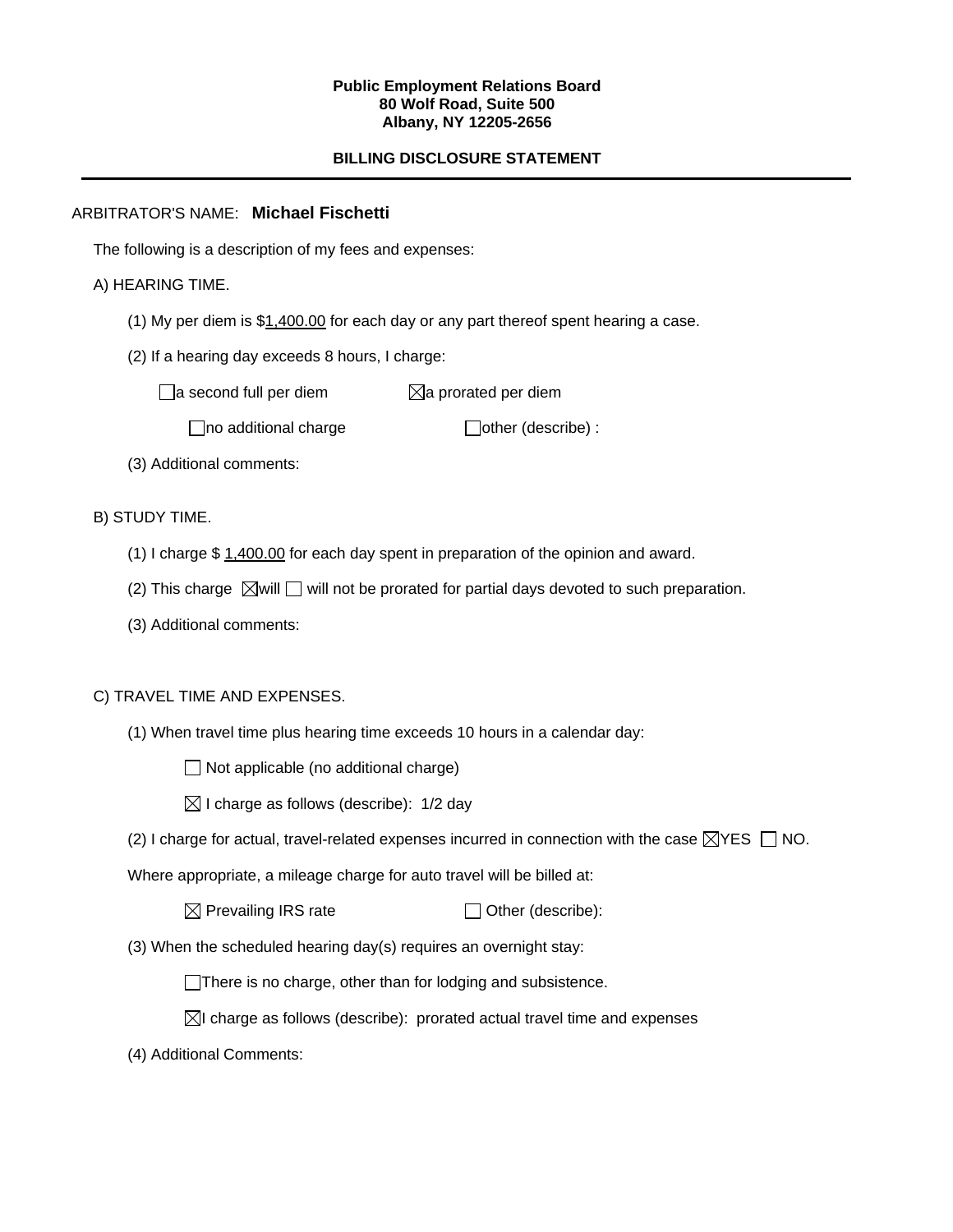**Public Employment Relations Board**
**80 Wolf Road, Suite 500**
**Albany, NY 12205-2656**

**BILLING DISCLOSURE STATEMENT**

---

ARBITRATOR'S NAME: **Michael Fischetti**

The following is a description of my fees and expenses:

A) HEARING TIME.

(1) My per diem is $1,400.00 for each day or any part thereof spent hearing a case.

(2) If a hearing day exceeds 8 hours, I charge:

☐ a second full per diem ☒ a prorated per diem

☐ no additional charge ☐ other (describe) :

(3) Additional comments:

B) STUDY TIME.

(1) I charge $ 1,400.00 for each day spent in preparation of the opinion and award.

(2) This charge ☒ will ☐ will not be prorated for partial days devoted to such preparation.

(3) Additional comments:

C) TRAVEL TIME AND EXPENSES.

(1) When travel time plus hearing time exceeds 10 hours in a calendar day:

☐ Not applicable (no additional charge)

☒ I charge as follows (describe): 1/2 day

(2) I charge for actual, travel-related expenses incurred in connection with the case ☒ YES ☐ NO.

Where appropriate, a mileage charge for auto travel will be billed at:

☒ Prevailing IRS rate ☐ Other (describe):

(3) When the scheduled hearing day(s) requires an overnight stay:

☐ There is no charge, other than for lodging and subsistence.

☒ I charge as follows (describe): prorated actual travel time and expenses

(4) Additional Comments: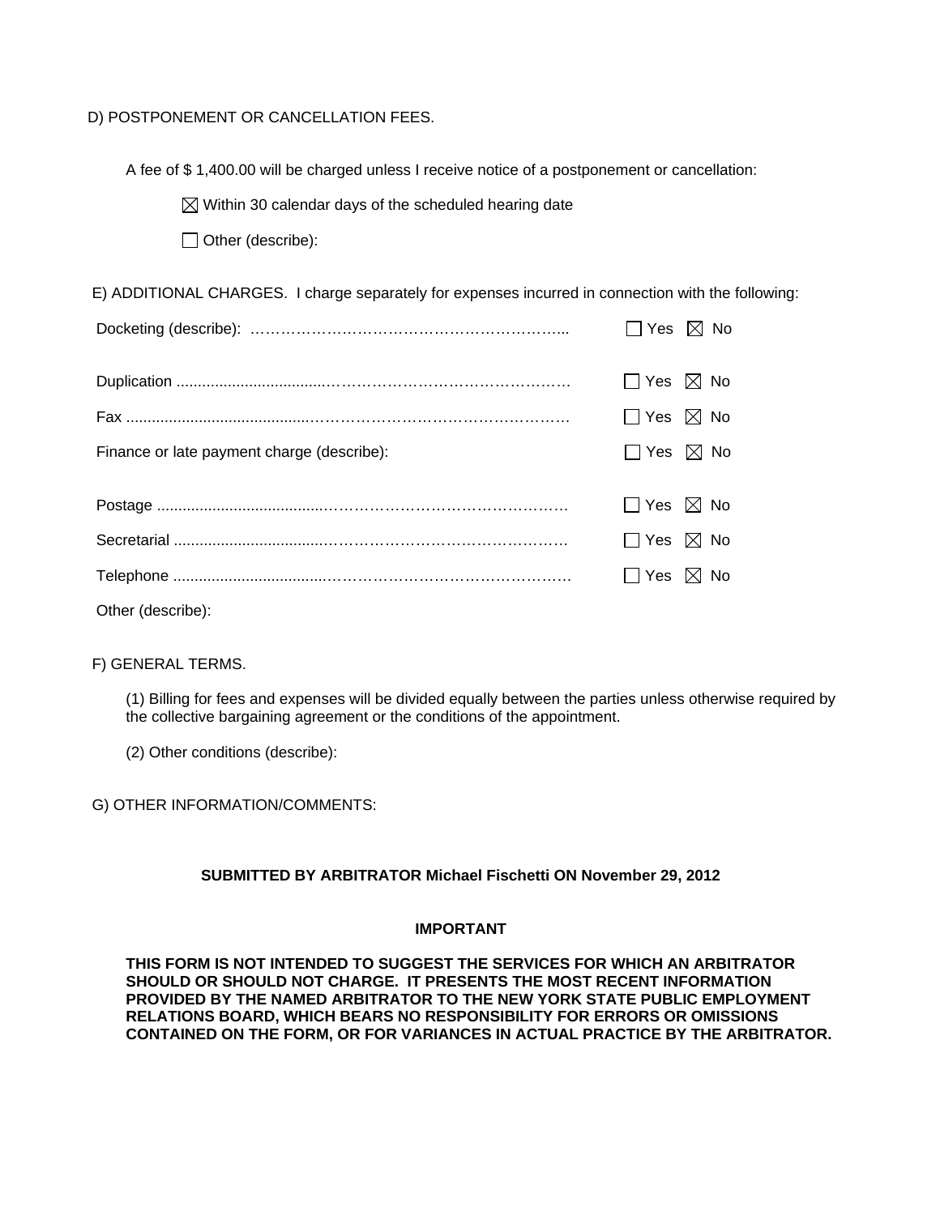D) POSTPONEMENT OR CANCELLATION FEES.

A fee of $ 1,400.00 will be charged unless I receive notice of a postponement or cancellation:

☒ Within 30 calendar days of the scheduled hearing date

☐ Other (describe):

E) ADDITIONAL CHARGES. I charge separately for expenses incurred in connection with the following:

| | |
|---|---|
| Docketing (describe): ……………………………………………………... | ☐ Yes ☒ No |
| Duplication ……………………………………………………………… | ☐ Yes ☒ No |
| Fax ……………………………………………………………………… | ☐ Yes ☒ No |
| Finance or late payment charge (describe): | ☐ Yes ☒ No |
| Postage …………………………………………………………………… | ☐ Yes ☒ No |
| Secretarial ………………………………………………………………… | ☐ Yes ☒ No |
| Telephone ………………………………………………………………… | ☐ Yes ☒ No |

Other (describe):

F) GENERAL TERMS.

(1) Billing for fees and expenses will be divided equally between the parties unless otherwise required by the collective bargaining agreement or the conditions of the appointment.

(2) Other conditions (describe):

G) OTHER INFORMATION/COMMENTS:

**SUBMITTED BY ARBITRATOR Michael Fischetti ON November 29, 2012**

**IMPORTANT**

**THIS FORM IS NOT INTENDED TO SUGGEST THE SERVICES FOR WHICH AN ARBITRATOR SHOULD OR SHOULD NOT CHARGE. IT PRESENTS THE MOST RECENT INFORMATION PROVIDED BY THE NAMED ARBITRATOR TO THE NEW YORK STATE PUBLIC EMPLOYMENT RELATIONS BOARD, WHICH BEARS NO RESPONSIBILITY FOR ERRORS OR OMISSIONS CONTAINED ON THE FORM, OR FOR VARIANCES IN ACTUAL PRACTICE BY THE ARBITRATOR.**